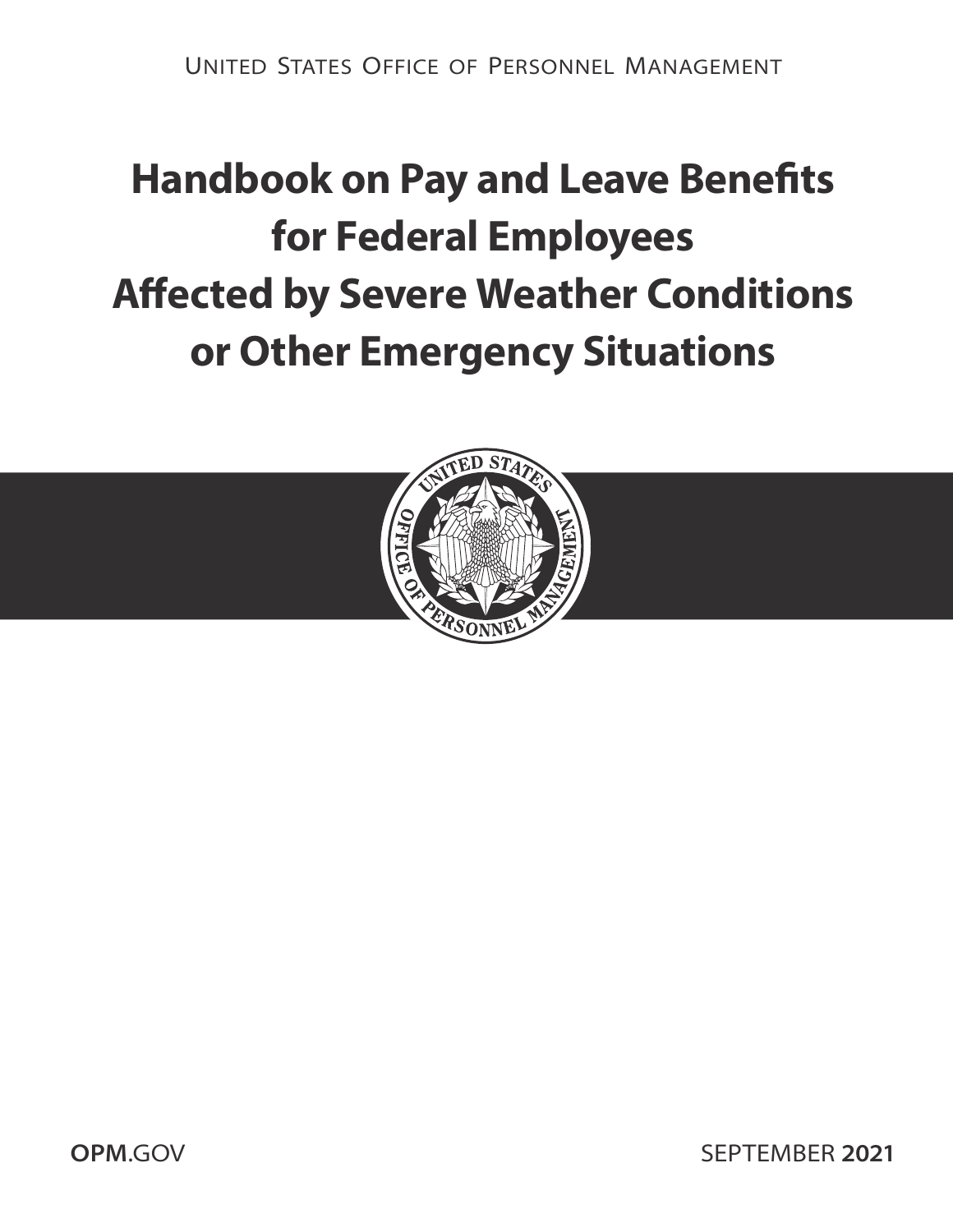United States Office of Personnel Management

# Handbook on Pay and Leave Benefits for Federal Employees Affected by Severe Weather Conditions or Other Emergency Situations

**OPM**.GOV

SEPTEMBER **2021**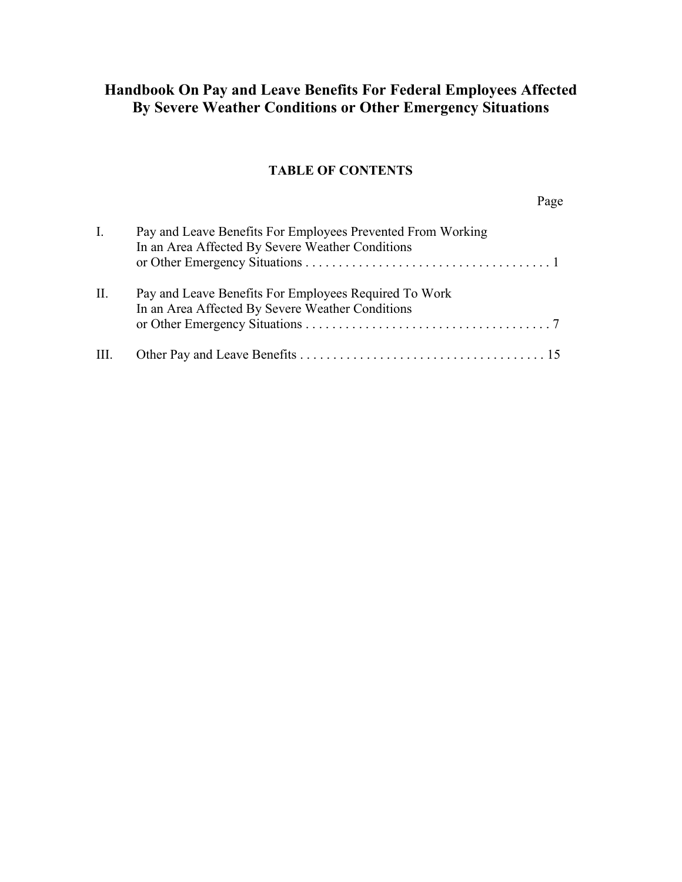# Handbook On Pay and Leave Benefits For Federal Employees Affected By Severe Weather Conditions or Other Emergency Situations

## TABLE OF CONTENTS

| | | Page |
|---|---|---|
| I. | Pay and Leave Benefits For Employees Prevented From Working In an Area Affected By Severe Weather Conditions or Other Emergency Situations | 1 |
| II. | Pay and Leave Benefits For Employees Required To Work In an Area Affected By Severe Weather Conditions or Other Emergency Situations | 7 |
| III. | Other Pay and Leave Benefits | 15 |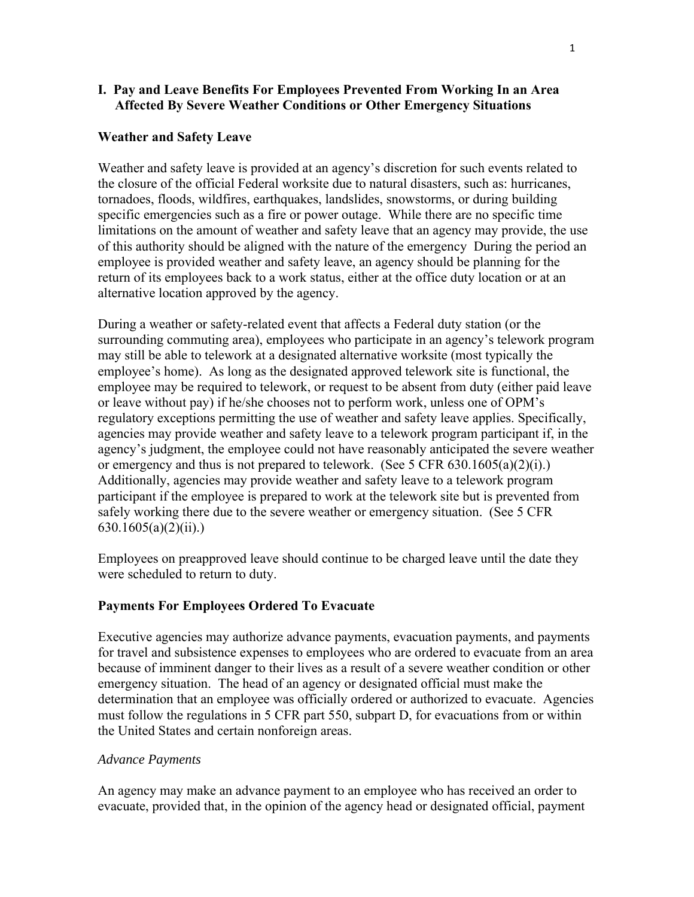## I. Pay and Leave Benefits For Employees Prevented From Working In an Area Affected By Severe Weather Conditions or Other Emergency Situations

### Weather and Safety Leave

Weather and safety leave is provided at an agency's discretion for such events related to the closure of the official Federal worksite due to natural disasters, such as: hurricanes, tornadoes, floods, wildfires, earthquakes, landslides, snowstorms, or during building specific emergencies such as a fire or power outage. While there are no specific time limitations on the amount of weather and safety leave that an agency may provide, the use of this authority should be aligned with the nature of the emergency During the period an employee is provided weather and safety leave, an agency should be planning for the return of its employees back to a work status, either at the office duty location or at an alternative location approved by the agency.

During a weather or safety-related event that affects a Federal duty station (or the surrounding commuting area), employees who participate in an agency's telework program may still be able to telework at a designated alternative worksite (most typically the employee's home). As long as the designated approved telework site is functional, the employee may be required to telework, or request to be absent from duty (either paid leave or leave without pay) if he/she chooses not to perform work, unless one of OPM's regulatory exceptions permitting the use of weather and safety leave applies. Specifically, agencies may provide weather and safety leave to a telework program participant if, in the agency's judgment, the employee could not have reasonably anticipated the severe weather or emergency and thus is not prepared to telework. (See 5 CFR 630.1605(a)(2)(i).) Additionally, agencies may provide weather and safety leave to a telework program participant if the employee is prepared to work at the telework site but is prevented from safely working there due to the severe weather or emergency situation. (See 5 CFR 630.1605(a)(2)(ii).)

Employees on preapproved leave should continue to be charged leave until the date they were scheduled to return to duty.

### Payments For Employees Ordered To Evacuate

Executive agencies may authorize advance payments, evacuation payments, and payments for travel and subsistence expenses to employees who are ordered to evacuate from an area because of imminent danger to their lives as a result of a severe weather condition or other emergency situation. The head of an agency or designated official must make the determination that an employee was officially ordered or authorized to evacuate. Agencies must follow the regulations in 5 CFR part 550, subpart D, for evacuations from or within the United States and certain nonforeign areas.

*Advance Payments*

An agency may make an advance payment to an employee who has received an order to evacuate, provided that, in the opinion of the agency head or designated official, payment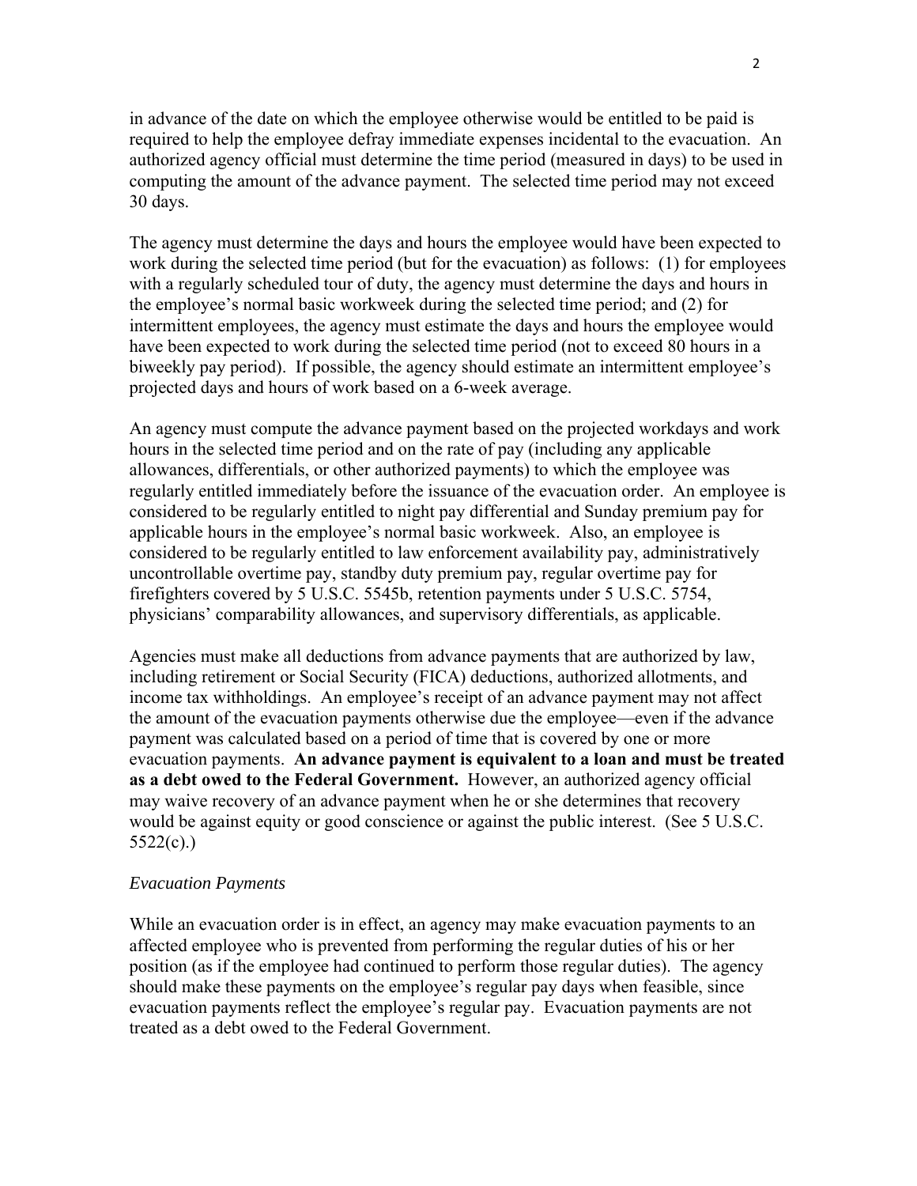in advance of the date on which the employee otherwise would be entitled to be paid is required to help the employee defray immediate expenses incidental to the evacuation. An authorized agency official must determine the time period (measured in days) to be used in computing the amount of the advance payment. The selected time period may not exceed 30 days.

The agency must determine the days and hours the employee would have been expected to work during the selected time period (but for the evacuation) as follows: (1) for employees with a regularly scheduled tour of duty, the agency must determine the days and hours in the employee's normal basic workweek during the selected time period; and (2) for intermittent employees, the agency must estimate the days and hours the employee would have been expected to work during the selected time period (not to exceed 80 hours in a biweekly pay period). If possible, the agency should estimate an intermittent employee's projected days and hours of work based on a 6-week average.

An agency must compute the advance payment based on the projected workdays and work hours in the selected time period and on the rate of pay (including any applicable allowances, differentials, or other authorized payments) to which the employee was regularly entitled immediately before the issuance of the evacuation order. An employee is considered to be regularly entitled to night pay differential and Sunday premium pay for applicable hours in the employee's normal basic workweek. Also, an employee is considered to be regularly entitled to law enforcement availability pay, administratively uncontrollable overtime pay, standby duty premium pay, regular overtime pay for firefighters covered by 5 U.S.C. 5545b, retention payments under 5 U.S.C. 5754, physicians' comparability allowances, and supervisory differentials, as applicable.

Agencies must make all deductions from advance payments that are authorized by law, including retirement or Social Security (FICA) deductions, authorized allotments, and income tax withholdings. An employee's receipt of an advance payment may not affect the amount of the evacuation payments otherwise due the employee—even if the advance payment was calculated based on a period of time that is covered by one or more evacuation payments. **An advance payment is equivalent to a loan and must be treated as a debt owed to the Federal Government.** However, an authorized agency official may waive recovery of an advance payment when he or she determines that recovery would be against equity or good conscience or against the public interest. (See 5 U.S.C. 5522(c).)

*Evacuation Payments*

While an evacuation order is in effect, an agency may make evacuation payments to an affected employee who is prevented from performing the regular duties of his or her position (as if the employee had continued to perform those regular duties). The agency should make these payments on the employee's regular pay days when feasible, since evacuation payments reflect the employee's regular pay. Evacuation payments are not treated as a debt owed to the Federal Government.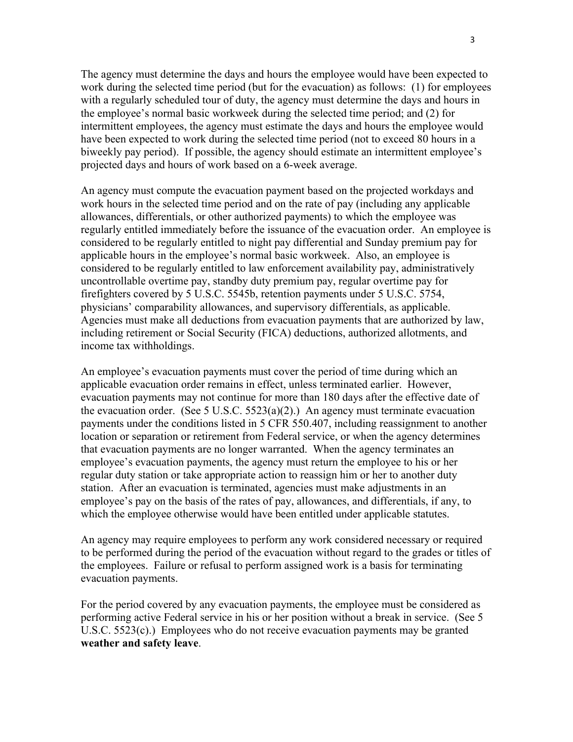The agency must determine the days and hours the employee would have been expected to work during the selected time period (but for the evacuation) as follows: (1) for employees with a regularly scheduled tour of duty, the agency must determine the days and hours in the employee's normal basic workweek during the selected time period; and (2) for intermittent employees, the agency must estimate the days and hours the employee would have been expected to work during the selected time period (not to exceed 80 hours in a biweekly pay period). If possible, the agency should estimate an intermittent employee's projected days and hours of work based on a 6-week average.

An agency must compute the evacuation payment based on the projected workdays and work hours in the selected time period and on the rate of pay (including any applicable allowances, differentials, or other authorized payments) to which the employee was regularly entitled immediately before the issuance of the evacuation order. An employee is considered to be regularly entitled to night pay differential and Sunday premium pay for applicable hours in the employee's normal basic workweek. Also, an employee is considered to be regularly entitled to law enforcement availability pay, administratively uncontrollable overtime pay, standby duty premium pay, regular overtime pay for firefighters covered by 5 U.S.C. 5545b, retention payments under 5 U.S.C. 5754, physicians' comparability allowances, and supervisory differentials, as applicable. Agencies must make all deductions from evacuation payments that are authorized by law, including retirement or Social Security (FICA) deductions, authorized allotments, and income tax withholdings.

An employee's evacuation payments must cover the period of time during which an applicable evacuation order remains in effect, unless terminated earlier. However, evacuation payments may not continue for more than 180 days after the effective date of the evacuation order. (See 5 U.S.C. 5523(a)(2).) An agency must terminate evacuation payments under the conditions listed in 5 CFR 550.407, including reassignment to another location or separation or retirement from Federal service, or when the agency determines that evacuation payments are no longer warranted. When the agency terminates an employee's evacuation payments, the agency must return the employee to his or her regular duty station or take appropriate action to reassign him or her to another duty station. After an evacuation is terminated, agencies must make adjustments in an employee's pay on the basis of the rates of pay, allowances, and differentials, if any, to which the employee otherwise would have been entitled under applicable statutes.

An agency may require employees to perform any work considered necessary or required to be performed during the period of the evacuation without regard to the grades or titles of the employees. Failure or refusal to perform assigned work is a basis for terminating evacuation payments.

For the period covered by any evacuation payments, the employee must be considered as performing active Federal service in his or her position without a break in service. (See 5 U.S.C. 5523(c).) Employees who do not receive evacuation payments may be granted **weather and safety leave**.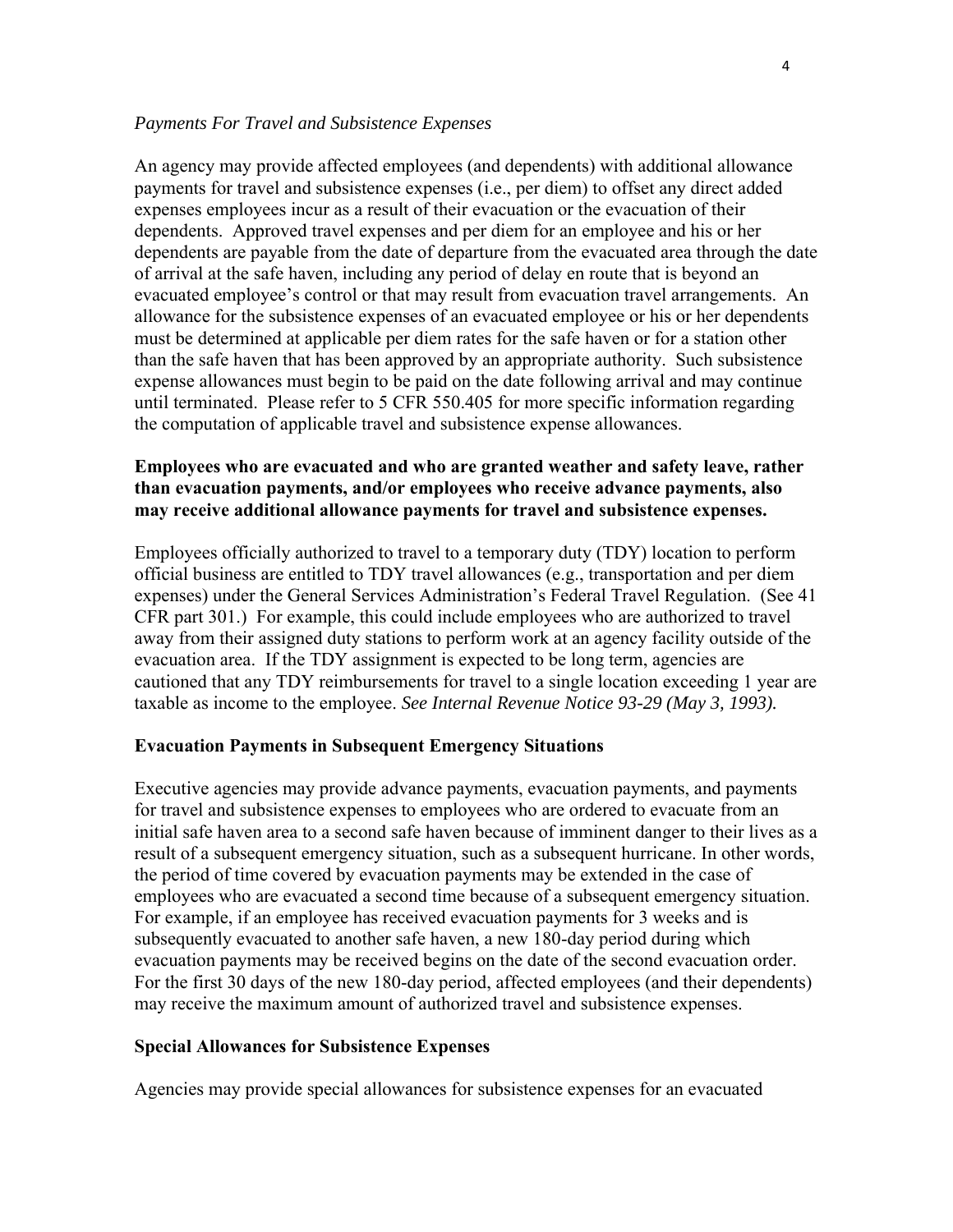*Payments For Travel and Subsistence Expenses*

An agency may provide affected employees (and dependents) with additional allowance payments for travel and subsistence expenses (i.e., per diem) to offset any direct added expenses employees incur as a result of their evacuation or the evacuation of their dependents. Approved travel expenses and per diem for an employee and his or her dependents are payable from the date of departure from the evacuated area through the date of arrival at the safe haven, including any period of delay en route that is beyond an evacuated employee's control or that may result from evacuation travel arrangements. An allowance for the subsistence expenses of an evacuated employee or his or her dependents must be determined at applicable per diem rates for the safe haven or for a station other than the safe haven that has been approved by an appropriate authority. Such subsistence expense allowances must begin to be paid on the date following arrival and may continue until terminated. Please refer to 5 CFR 550.405 for more specific information regarding the computation of applicable travel and subsistence expense allowances.

**Employees who are evacuated and who are granted weather and safety leave, rather than evacuation payments, and/or employees who receive advance payments, also may receive additional allowance payments for travel and subsistence expenses.**

Employees officially authorized to travel to a temporary duty (TDY) location to perform official business are entitled to TDY travel allowances (e.g., transportation and per diem expenses) under the General Services Administration's Federal Travel Regulation. (See 41 CFR part 301.) For example, this could include employees who are authorized to travel away from their assigned duty stations to perform work at an agency facility outside of the evacuation area. If the TDY assignment is expected to be long term, agencies are cautioned that any TDY reimbursements for travel to a single location exceeding 1 year are taxable as income to the employee. *See Internal Revenue Notice 93-29 (May 3, 1993).*

**Evacuation Payments in Subsequent Emergency Situations**

Executive agencies may provide advance payments, evacuation payments, and payments for travel and subsistence expenses to employees who are ordered to evacuate from an initial safe haven area to a second safe haven because of imminent danger to their lives as a result of a subsequent emergency situation, such as a subsequent hurricane. In other words, the period of time covered by evacuation payments may be extended in the case of employees who are evacuated a second time because of a subsequent emergency situation. For example, if an employee has received evacuation payments for 3 weeks and is subsequently evacuated to another safe haven, a new 180-day period during which evacuation payments may be received begins on the date of the second evacuation order. For the first 30 days of the new 180-day period, affected employees (and their dependents) may receive the maximum amount of authorized travel and subsistence expenses.

**Special Allowances for Subsistence Expenses**

Agencies may provide special allowances for subsistence expenses for an evacuated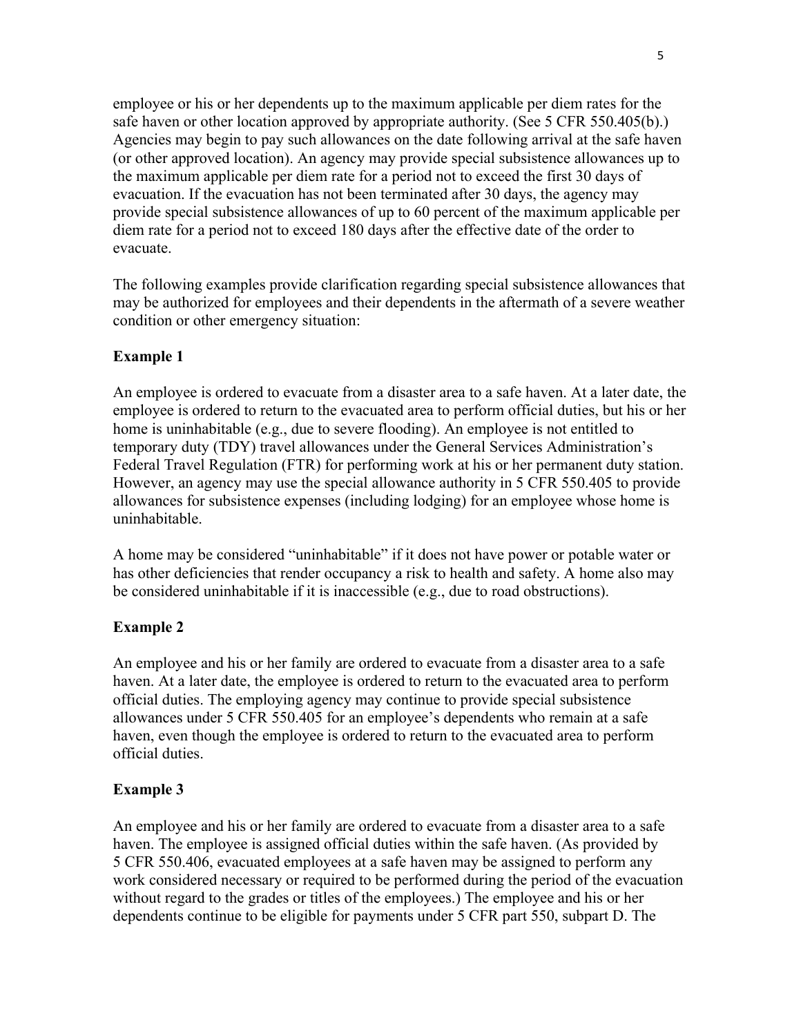employee or his or her dependents up to the maximum applicable per diem rates for the safe haven or other location approved by appropriate authority. (See 5 CFR 550.405(b).) Agencies may begin to pay such allowances on the date following arrival at the safe haven (or other approved location). An agency may provide special subsistence allowances up to the maximum applicable per diem rate for a period not to exceed the first 30 days of evacuation. If the evacuation has not been terminated after 30 days, the agency may provide special subsistence allowances of up to 60 percent of the maximum applicable per diem rate for a period not to exceed 180 days after the effective date of the order to evacuate.

The following examples provide clarification regarding special subsistence allowances that may be authorized for employees and their dependents in the aftermath of a severe weather condition or other emergency situation:

**Example 1**

An employee is ordered to evacuate from a disaster area to a safe haven. At a later date, the employee is ordered to return to the evacuated area to perform official duties, but his or her home is uninhabitable (e.g., due to severe flooding). An employee is not entitled to temporary duty (TDY) travel allowances under the General Services Administration's Federal Travel Regulation (FTR) for performing work at his or her permanent duty station. However, an agency may use the special allowance authority in 5 CFR 550.405 to provide allowances for subsistence expenses (including lodging) for an employee whose home is uninhabitable.

A home may be considered "uninhabitable" if it does not have power or potable water or has other deficiencies that render occupancy a risk to health and safety. A home also may be considered uninhabitable if it is inaccessible (e.g., due to road obstructions).

**Example 2**

An employee and his or her family are ordered to evacuate from a disaster area to a safe haven. At a later date, the employee is ordered to return to the evacuated area to perform official duties. The employing agency may continue to provide special subsistence allowances under 5 CFR 550.405 for an employee's dependents who remain at a safe haven, even though the employee is ordered to return to the evacuated area to perform official duties.

**Example 3**

An employee and his or her family are ordered to evacuate from a disaster area to a safe haven. The employee is assigned official duties within the safe haven. (As provided by 5 CFR 550.406, evacuated employees at a safe haven may be assigned to perform any work considered necessary or required to be performed during the period of the evacuation without regard to the grades or titles of the employees.) The employee and his or her dependents continue to be eligible for payments under 5 CFR part 550, subpart D. The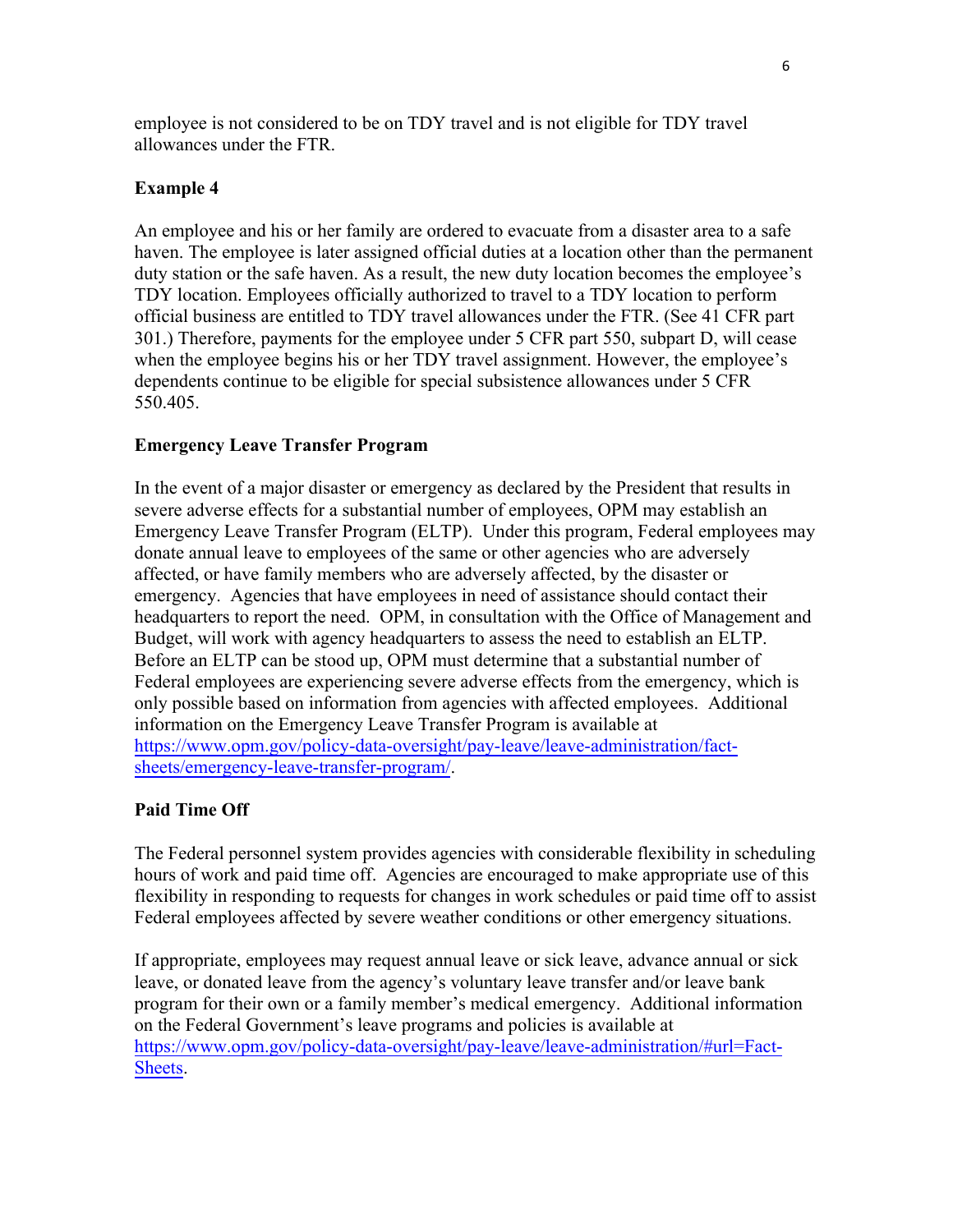employee is not considered to be on TDY travel and is not eligible for TDY travel allowances under the FTR.

**Example 4**

An employee and his or her family are ordered to evacuate from a disaster area to a safe haven. The employee is later assigned official duties at a location other than the permanent duty station or the safe haven. As a result, the new duty location becomes the employee's TDY location. Employees officially authorized to travel to a TDY location to perform official business are entitled to TDY travel allowances under the FTR. (See 41 CFR part 301.) Therefore, payments for the employee under 5 CFR part 550, subpart D, will cease when the employee begins his or her TDY travel assignment. However, the employee's dependents continue to be eligible for special subsistence allowances under 5 CFR 550.405.

**Emergency Leave Transfer Program**

In the event of a major disaster or emergency as declared by the President that results in severe adverse effects for a substantial number of employees, OPM may establish an Emergency Leave Transfer Program (ELTP). Under this program, Federal employees may donate annual leave to employees of the same or other agencies who are adversely affected, or have family members who are adversely affected, by the disaster or emergency. Agencies that have employees in need of assistance should contact their headquarters to report the need. OPM, in consultation with the Office of Management and Budget, will work with agency headquarters to assess the need to establish an ELTP. Before an ELTP can be stood up, OPM must determine that a substantial number of Federal employees are experiencing severe adverse effects from the emergency, which is only possible based on information from agencies with affected employees. Additional information on the Emergency Leave Transfer Program is available at https://www.opm.gov/policy-data-oversight/pay-leave/leave-administration/fact-sheets/emergency-leave-transfer-program/.

**Paid Time Off**

The Federal personnel system provides agencies with considerable flexibility in scheduling hours of work and paid time off. Agencies are encouraged to make appropriate use of this flexibility in responding to requests for changes in work schedules or paid time off to assist Federal employees affected by severe weather conditions or other emergency situations.

If appropriate, employees may request annual leave or sick leave, advance annual or sick leave, or donated leave from the agency's voluntary leave transfer and/or leave bank program for their own or a family member's medical emergency. Additional information on the Federal Government's leave programs and policies is available at https://www.opm.gov/policy-data-oversight/pay-leave/leave-administration/#url=Fact-Sheets.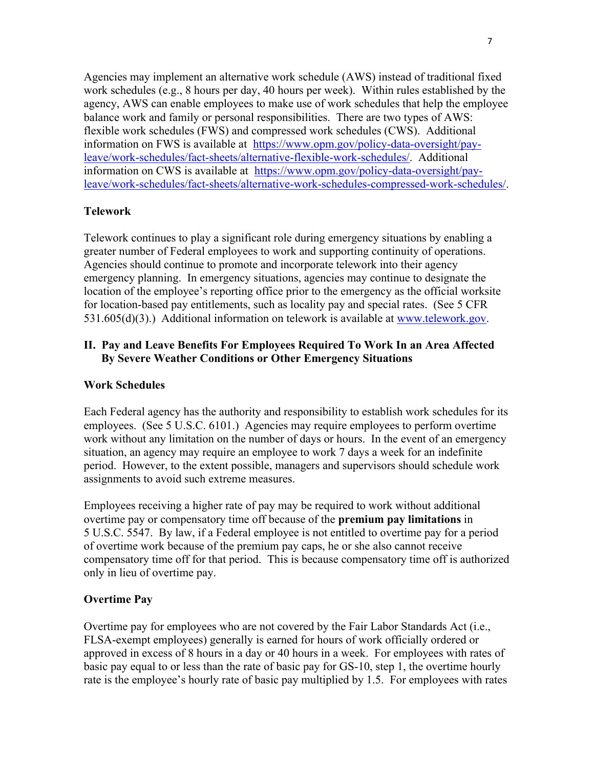Agencies may implement an alternative work schedule (AWS) instead of traditional fixed work schedules (e.g., 8 hours per day, 40 hours per week). Within rules established by the agency, AWS can enable employees to make use of work schedules that help the employee balance work and family or personal responsibilities. There are two types of AWS: flexible work schedules (FWS) and compressed work schedules (CWS). Additional information on FWS is available at [https://www.opm.gov/policy-data-oversight/pay-leave/work-schedules/fact-sheets/alternative-flexible-work-schedules/](https://www.opm.gov/policy-data-oversight/pay-leave/work-schedules/fact-sheets/alternative-flexible-work-schedules/). Additional information on CWS is available at [https://www.opm.gov/policy-data-oversight/pay-leave/work-schedules/fact-sheets/alternative-work-schedules-compressed-work-schedules/](https://www.opm.gov/policy-data-oversight/pay-leave/work-schedules/fact-sheets/alternative-work-schedules-compressed-work-schedules/).

**Telework**

Telework continues to play a significant role during emergency situations by enabling a greater number of Federal employees to work and supporting continuity of operations. Agencies should continue to promote and incorporate telework into their agency emergency planning. In emergency situations, agencies may continue to designate the location of the employee's reporting office prior to the emergency as the official worksite for location-based pay entitlements, such as locality pay and special rates. (See 5 CFR 531.605(d)(3).) Additional information on telework is available at [www.telework.gov](www.telework.gov).

## II. Pay and Leave Benefits For Employees Required To Work In an Area Affected By Severe Weather Conditions or Other Emergency Situations

**Work Schedules**

Each Federal agency has the authority and responsibility to establish work schedules for its employees. (See 5 U.S.C. 6101.) Agencies may require employees to perform overtime work without any limitation on the number of days or hours. In the event of an emergency situation, an agency may require an employee to work 7 days a week for an indefinite period. However, to the extent possible, managers and supervisors should schedule work assignments to avoid such extreme measures.

Employees receiving a higher rate of pay may be required to work without additional overtime pay or compensatory time off because of the **premium pay limitations** in 5 U.S.C. 5547. By law, if a Federal employee is not entitled to overtime pay for a period of overtime work because of the premium pay caps, he or she also cannot receive compensatory time off for that period. This is because compensatory time off is authorized only in lieu of overtime pay.

**Overtime Pay**

Overtime pay for employees who are not covered by the Fair Labor Standards Act (i.e., FLSA-exempt employees) generally is earned for hours of work officially ordered or approved in excess of 8 hours in a day or 40 hours in a week. For employees with rates of basic pay equal to or less than the rate of basic pay for GS-10, step 1, the overtime hourly rate is the employee's hourly rate of basic pay multiplied by 1.5. For employees with rates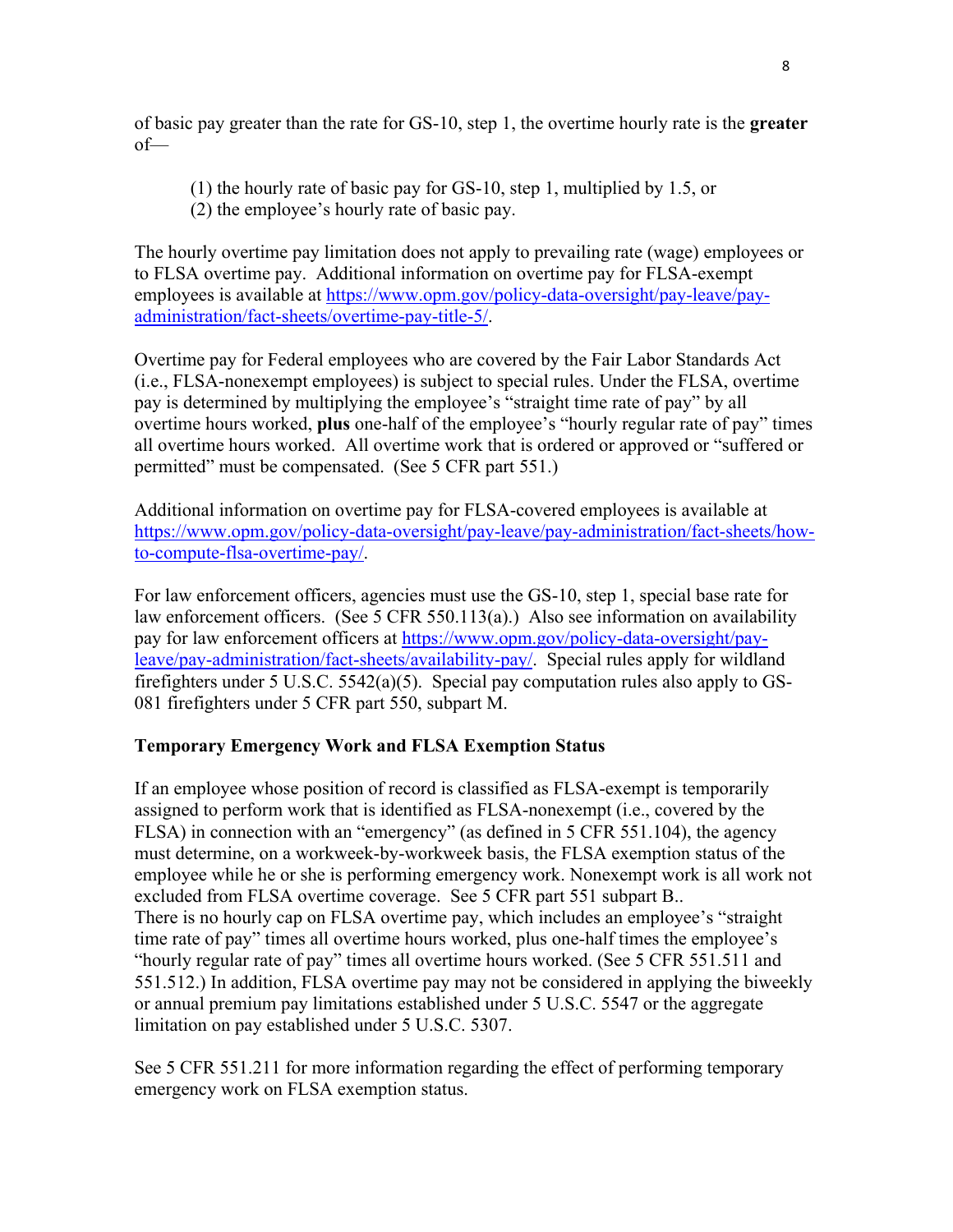of basic pay greater than the rate for GS-10, step 1, the overtime hourly rate is the **greater** of—

(1) the hourly rate of basic pay for GS-10, step 1, multiplied by 1.5, or
(2) the employee's hourly rate of basic pay.

The hourly overtime pay limitation does not apply to prevailing rate (wage) employees or to FLSA overtime pay. Additional information on overtime pay for FLSA-exempt employees is available at https://www.opm.gov/policy-data-oversight/pay-leave/pay-administration/fact-sheets/overtime-pay-title-5/.

Overtime pay for Federal employees who are covered by the Fair Labor Standards Act (i.e., FLSA-nonexempt employees) is subject to special rules. Under the FLSA, overtime pay is determined by multiplying the employee's "straight time rate of pay" by all overtime hours worked, **plus** one-half of the employee's "hourly regular rate of pay" times all overtime hours worked. All overtime work that is ordered or approved or "suffered or permitted" must be compensated. (See 5 CFR part 551.)

Additional information on overtime pay for FLSA-covered employees is available at https://www.opm.gov/policy-data-oversight/pay-leave/pay-administration/fact-sheets/how-to-compute-flsa-overtime-pay/.

For law enforcement officers, agencies must use the GS-10, step 1, special base rate for law enforcement officers. (See 5 CFR 550.113(a).) Also see information on availability pay for law enforcement officers at https://www.opm.gov/policy-data-oversight/pay-leave/pay-administration/fact-sheets/availability-pay/. Special rules apply for wildland firefighters under 5 U.S.C. 5542(a)(5). Special pay computation rules also apply to GS-081 firefighters under 5 CFR part 550, subpart M.

**Temporary Emergency Work and FLSA Exemption Status**

If an employee whose position of record is classified as FLSA-exempt is temporarily assigned to perform work that is identified as FLSA-nonexempt (i.e., covered by the FLSA) in connection with an "emergency" (as defined in 5 CFR 551.104), the agency must determine, on a workweek-by-workweek basis, the FLSA exemption status of the employee while he or she is performing emergency work. Nonexempt work is all work not excluded from FLSA overtime coverage. See 5 CFR part 551 subpart B..
There is no hourly cap on FLSA overtime pay, which includes an employee's "straight time rate of pay" times all overtime hours worked, plus one-half times the employee's "hourly regular rate of pay" times all overtime hours worked. (See 5 CFR 551.511 and 551.512.) In addition, FLSA overtime pay may not be considered in applying the biweekly or annual premium pay limitations established under 5 U.S.C. 5547 or the aggregate limitation on pay established under 5 U.S.C. 5307.

See 5 CFR 551.211 for more information regarding the effect of performing temporary emergency work on FLSA exemption status.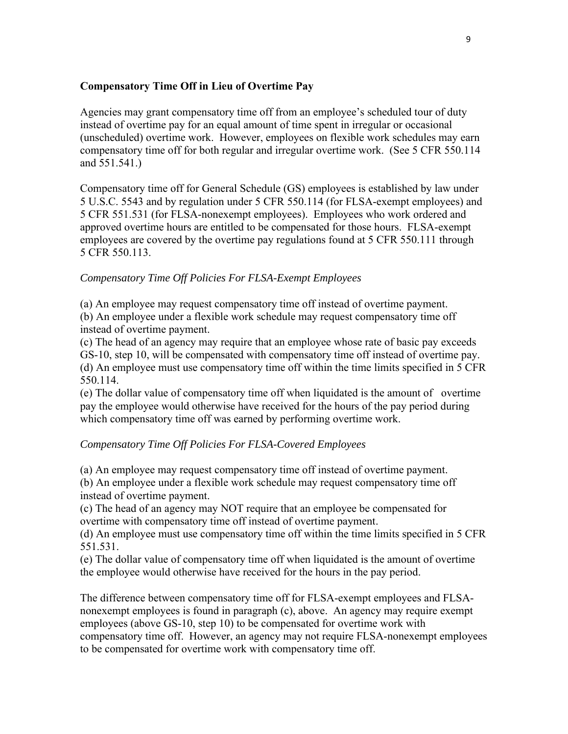**Compensatory Time Off in Lieu of Overtime Pay**

Agencies may grant compensatory time off from an employee's scheduled tour of duty instead of overtime pay for an equal amount of time spent in irregular or occasional (unscheduled) overtime work. However, employees on flexible work schedules may earn compensatory time off for both regular and irregular overtime work. (See 5 CFR 550.114 and 551.541.)

Compensatory time off for General Schedule (GS) employees is established by law under 5 U.S.C. 5543 and by regulation under 5 CFR 550.114 (for FLSA-exempt employees) and 5 CFR 551.531 (for FLSA-nonexempt employees). Employees who work ordered and approved overtime hours are entitled to be compensated for those hours. FLSA-exempt employees are covered by the overtime pay regulations found at 5 CFR 550.111 through 5 CFR 550.113.

*Compensatory Time Off Policies For FLSA-Exempt Employees*

(a) An employee may request compensatory time off instead of overtime payment.
(b) An employee under a flexible work schedule may request compensatory time off instead of overtime payment.
(c) The head of an agency may require that an employee whose rate of basic pay exceeds GS-10, step 10, will be compensated with compensatory time off instead of overtime pay.
(d) An employee must use compensatory time off within the time limits specified in 5 CFR 550.114.
(e) The dollar value of compensatory time off when liquidated is the amount of overtime pay the employee would otherwise have received for the hours of the pay period during which compensatory time off was earned by performing overtime work.

*Compensatory Time Off Policies For FLSA-Covered Employees*

(a) An employee may request compensatory time off instead of overtime payment.
(b) An employee under a flexible work schedule may request compensatory time off instead of overtime payment.
(c) The head of an agency may NOT require that an employee be compensated for overtime with compensatory time off instead of overtime payment.
(d) An employee must use compensatory time off within the time limits specified in 5 CFR 551.531.
(e) The dollar value of compensatory time off when liquidated is the amount of overtime the employee would otherwise have received for the hours in the pay period.

The difference between compensatory time off for FLSA-exempt employees and FLSA-nonexempt employees is found in paragraph (c), above. An agency may require exempt employees (above GS-10, step 10) to be compensated for overtime work with compensatory time off. However, an agency may not require FLSA-nonexempt employees to be compensated for overtime work with compensatory time off.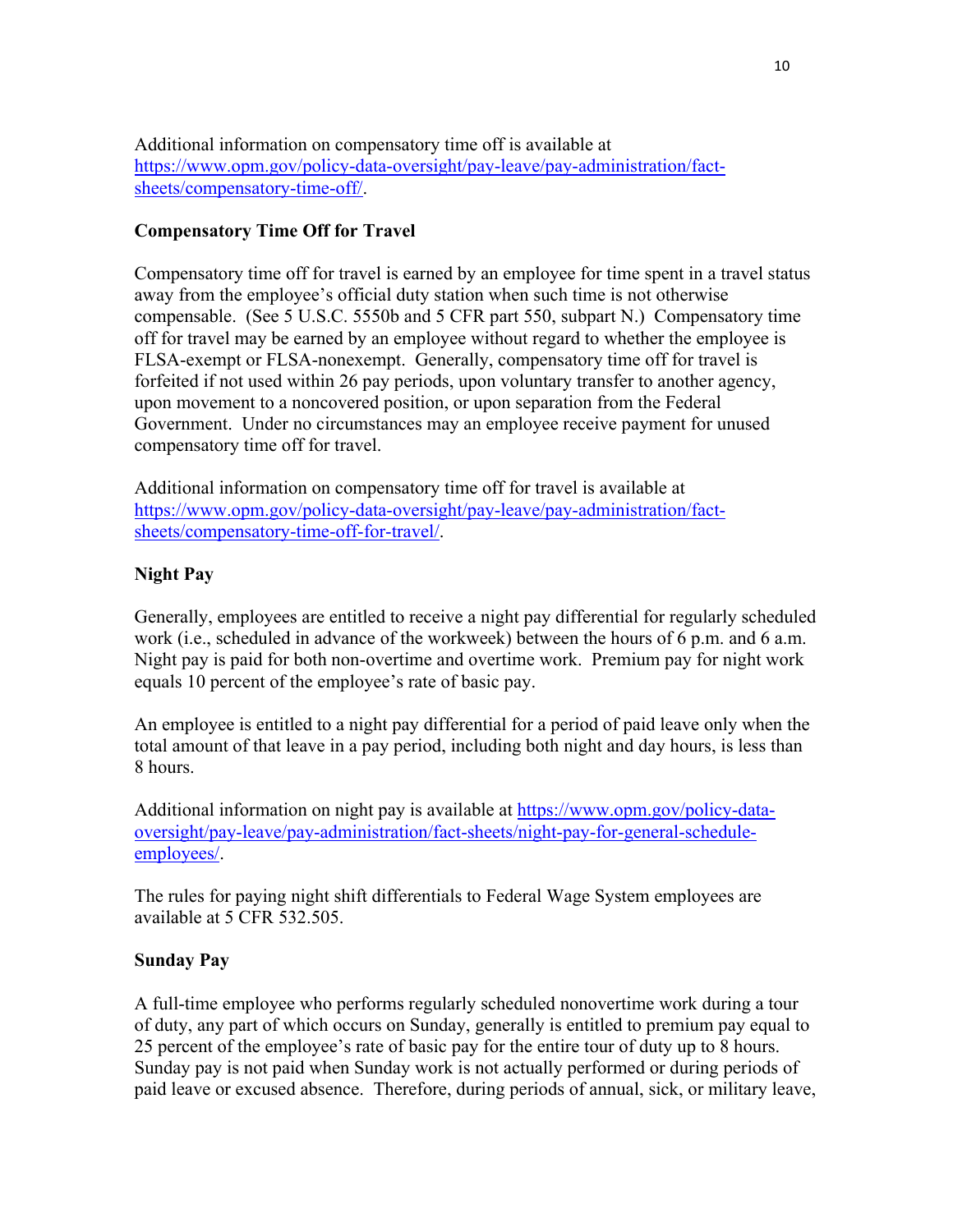Additional information on compensatory time off is available at [https://www.opm.gov/policy-data-oversight/pay-leave/pay-administration/fact-sheets/compensatory-time-off/](https://www.opm.gov/policy-data-oversight/pay-leave/pay-administration/fact-sheets/compensatory-time-off/).

**Compensatory Time Off for Travel**

Compensatory time off for travel is earned by an employee for time spent in a travel status away from the employee's official duty station when such time is not otherwise compensable. (See 5 U.S.C. 5550b and 5 CFR part 550, subpart N.) Compensatory time off for travel may be earned by an employee without regard to whether the employee is FLSA-exempt or FLSA-nonexempt. Generally, compensatory time off for travel is forfeited if not used within 26 pay periods, upon voluntary transfer to another agency, upon movement to a noncovered position, or upon separation from the Federal Government. Under no circumstances may an employee receive payment for unused compensatory time off for travel.

Additional information on compensatory time off for travel is available at [https://www.opm.gov/policy-data-oversight/pay-leave/pay-administration/fact-sheets/compensatory-time-off-for-travel/](https://www.opm.gov/policy-data-oversight/pay-leave/pay-administration/fact-sheets/compensatory-time-off-for-travel/).

**Night Pay**

Generally, employees are entitled to receive a night pay differential for regularly scheduled work (i.e., scheduled in advance of the workweek) between the hours of 6 p.m. and 6 a.m. Night pay is paid for both non-overtime and overtime work. Premium pay for night work equals 10 percent of the employee's rate of basic pay.

An employee is entitled to a night pay differential for a period of paid leave only when the total amount of that leave in a pay period, including both night and day hours, is less than 8 hours.

Additional information on night pay is available at [https://www.opm.gov/policy-data-oversight/pay-leave/pay-administration/fact-sheets/night-pay-for-general-schedule-employees/](https://www.opm.gov/policy-data-oversight/pay-leave/pay-administration/fact-sheets/night-pay-for-general-schedule-employees/).

The rules for paying night shift differentials to Federal Wage System employees are available at 5 CFR 532.505.

**Sunday Pay**

A full-time employee who performs regularly scheduled nonovertime work during a tour of duty, any part of which occurs on Sunday, generally is entitled to premium pay equal to 25 percent of the employee's rate of basic pay for the entire tour of duty up to 8 hours. Sunday pay is not paid when Sunday work is not actually performed or during periods of paid leave or excused absence. Therefore, during periods of annual, sick, or military leave,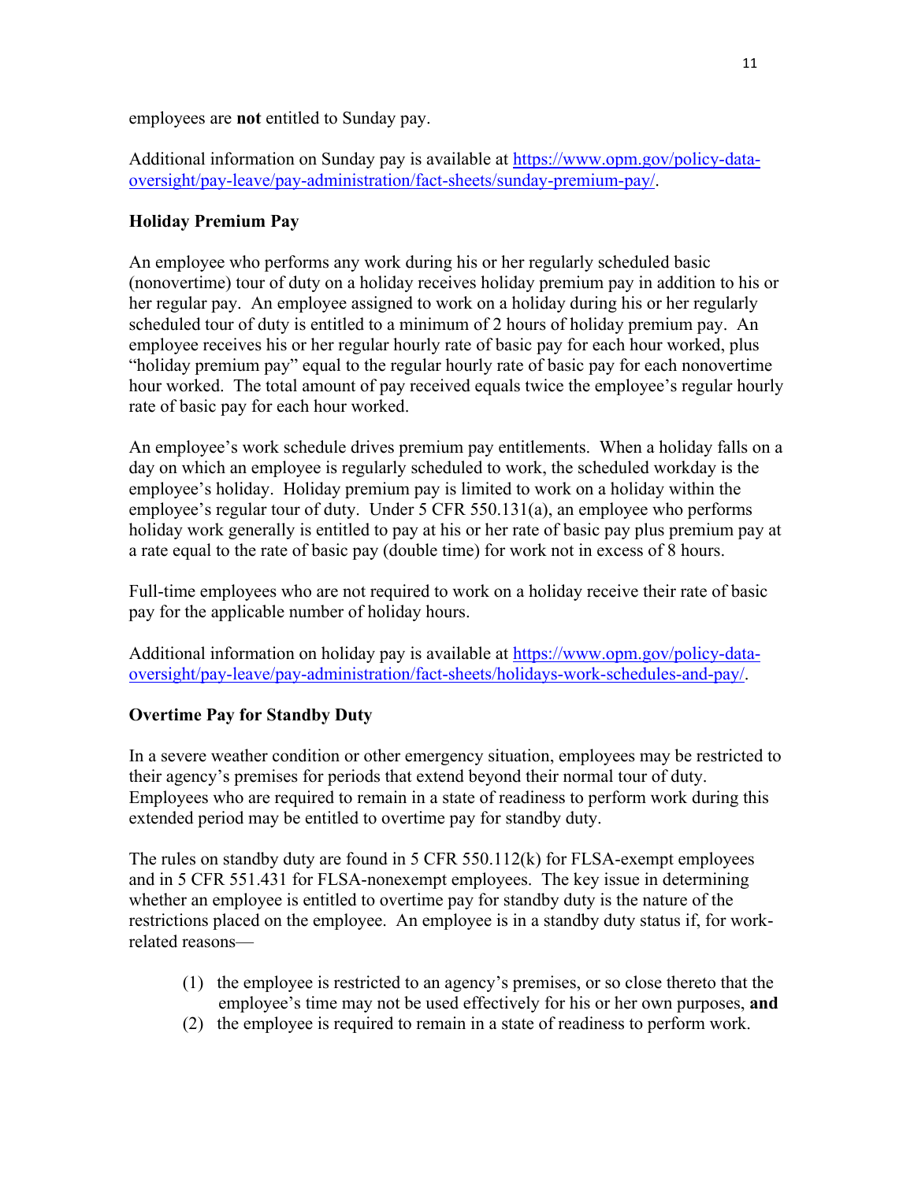employees are **not** entitled to Sunday pay.

Additional information on Sunday pay is available at [https://www.opm.gov/policy-data-oversight/pay-leave/pay-administration/fact-sheets/sunday-premium-pay/](https://www.opm.gov/policy-data-oversight/pay-leave/pay-administration/fact-sheets/sunday-premium-pay/).

### Holiday Premium Pay

An employee who performs any work during his or her regularly scheduled basic (nonovertime) tour of duty on a holiday receives holiday premium pay in addition to his or her regular pay. An employee assigned to work on a holiday during his or her regularly scheduled tour of duty is entitled to a minimum of 2 hours of holiday premium pay. An employee receives his or her regular hourly rate of basic pay for each hour worked, plus "holiday premium pay" equal to the regular hourly rate of basic pay for each nonovertime hour worked. The total amount of pay received equals twice the employee's regular hourly rate of basic pay for each hour worked.

An employee's work schedule drives premium pay entitlements. When a holiday falls on a day on which an employee is regularly scheduled to work, the scheduled workday is the employee's holiday. Holiday premium pay is limited to work on a holiday within the employee's regular tour of duty. Under 5 CFR 550.131(a), an employee who performs holiday work generally is entitled to pay at his or her rate of basic pay plus premium pay at a rate equal to the rate of basic pay (double time) for work not in excess of 8 hours.

Full-time employees who are not required to work on a holiday receive their rate of basic pay for the applicable number of holiday hours.

Additional information on holiday pay is available at [https://www.opm.gov/policy-data-oversight/pay-leave/pay-administration/fact-sheets/holidays-work-schedules-and-pay/](https://www.opm.gov/policy-data-oversight/pay-leave/pay-administration/fact-sheets/holidays-work-schedules-and-pay/).

### Overtime Pay for Standby Duty

In a severe weather condition or other emergency situation, employees may be restricted to their agency's premises for periods that extend beyond their normal tour of duty. Employees who are required to remain in a state of readiness to perform work during this extended period may be entitled to overtime pay for standby duty.

The rules on standby duty are found in 5 CFR 550.112(k) for FLSA-exempt employees and in 5 CFR 551.431 for FLSA-nonexempt employees. The key issue in determining whether an employee is entitled to overtime pay for standby duty is the nature of the restrictions placed on the employee. An employee is in a standby duty status if, for work-related reasons—

(1) the employee is restricted to an agency's premises, or so close thereto that the employee's time may not be used effectively for his or her own purposes, **and**
(2) the employee is required to remain in a state of readiness to perform work.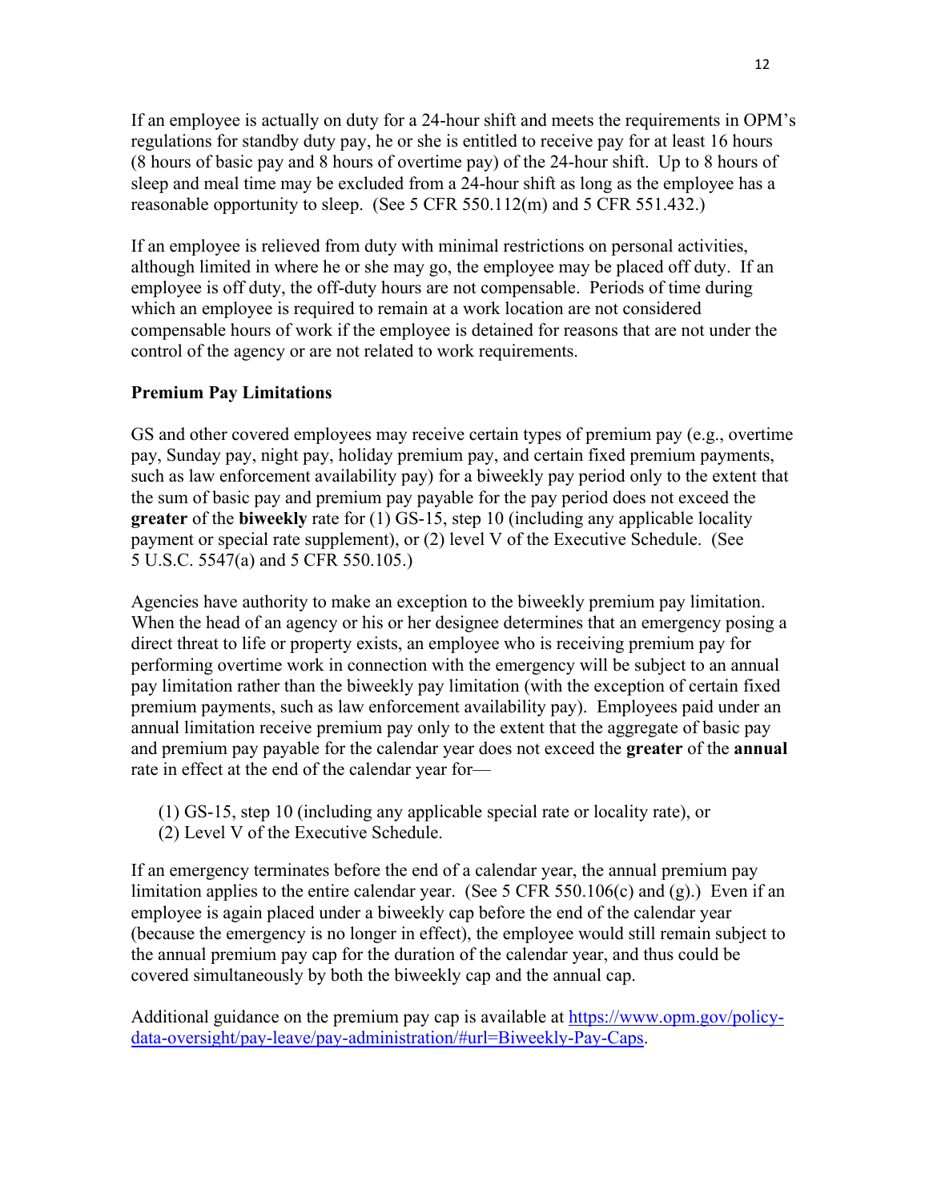If an employee is actually on duty for a 24-hour shift and meets the requirements in OPM's regulations for standby duty pay, he or she is entitled to receive pay for at least 16 hours (8 hours of basic pay and 8 hours of overtime pay) of the 24-hour shift. Up to 8 hours of sleep and meal time may be excluded from a 24-hour shift as long as the employee has a reasonable opportunity to sleep. (See 5 CFR 550.112(m) and 5 CFR 551.432.)

If an employee is relieved from duty with minimal restrictions on personal activities, although limited in where he or she may go, the employee may be placed off duty. If an employee is off duty, the off-duty hours are not compensable. Periods of time during which an employee is required to remain at a work location are not considered compensable hours of work if the employee is detained for reasons that are not under the control of the agency or are not related to work requirements.

**Premium Pay Limitations**

GS and other covered employees may receive certain types of premium pay (e.g., overtime pay, Sunday pay, night pay, holiday premium pay, and certain fixed premium payments, such as law enforcement availability pay) for a biweekly pay period only to the extent that the sum of basic pay and premium pay payable for the pay period does not exceed the **greater** of the **biweekly** rate for (1) GS-15, step 10 (including any applicable locality payment or special rate supplement), or (2) level V of the Executive Schedule. (See 5 U.S.C. 5547(a) and 5 CFR 550.105.)

Agencies have authority to make an exception to the biweekly premium pay limitation. When the head of an agency or his or her designee determines that an emergency posing a direct threat to life or property exists, an employee who is receiving premium pay for performing overtime work in connection with the emergency will be subject to an annual pay limitation rather than the biweekly pay limitation (with the exception of certain fixed premium payments, such as law enforcement availability pay). Employees paid under an annual limitation receive premium pay only to the extent that the aggregate of basic pay and premium pay payable for the calendar year does not exceed the **greater** of the **annual** rate in effect at the end of the calendar year for—

(1) GS-15, step 10 (including any applicable special rate or locality rate), or
(2) Level V of the Executive Schedule.

If an emergency terminates before the end of a calendar year, the annual premium pay limitation applies to the entire calendar year. (See 5 CFR 550.106(c) and (g).) Even if an employee is again placed under a biweekly cap before the end of the calendar year (because the emergency is no longer in effect), the employee would still remain subject to the annual premium pay cap for the duration of the calendar year, and thus could be covered simultaneously by both the biweekly cap and the annual cap.

Additional guidance on the premium pay cap is available at [https://www.opm.gov/policy-data-oversight/pay-leave/pay-administration/#url=Biweekly-Pay-Caps](https://www.opm.gov/policy-data-oversight/pay-leave/pay-administration/#url=Biweekly-Pay-Caps).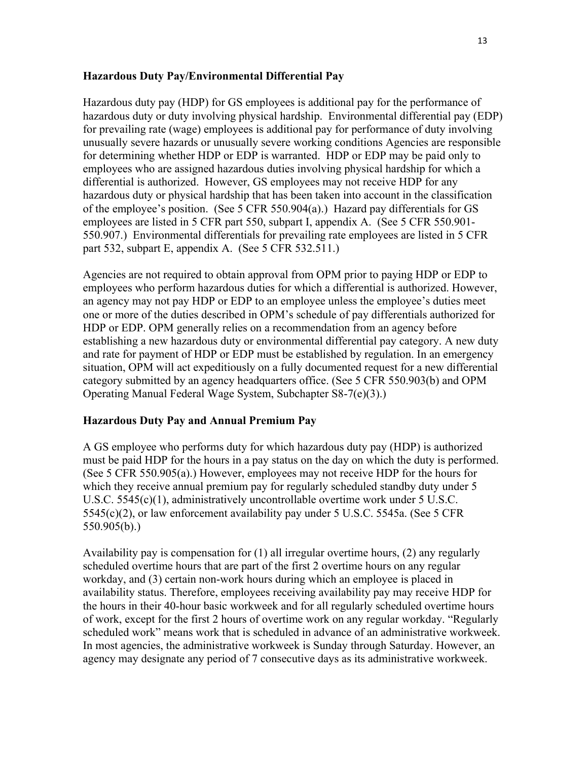**Hazardous Duty Pay/Environmental Differential Pay**

Hazardous duty pay (HDP) for GS employees is additional pay for the performance of hazardous duty or duty involving physical hardship. Environmental differential pay (EDP) for prevailing rate (wage) employees is additional pay for performance of duty involving unusually severe hazards or unusually severe working conditions Agencies are responsible for determining whether HDP or EDP is warranted. HDP or EDP may be paid only to employees who are assigned hazardous duties involving physical hardship for which a differential is authorized. However, GS employees may not receive HDP for any hazardous duty or physical hardship that has been taken into account in the classification of the employee's position. (See 5 CFR 550.904(a).) Hazard pay differentials for GS employees are listed in 5 CFR part 550, subpart I, appendix A. (See 5 CFR 550.901-550.907.) Environmental differentials for prevailing rate employees are listed in 5 CFR part 532, subpart E, appendix A. (See 5 CFR 532.511.)

Agencies are not required to obtain approval from OPM prior to paying HDP or EDP to employees who perform hazardous duties for which a differential is authorized. However, an agency may not pay HDP or EDP to an employee unless the employee's duties meet one or more of the duties described in OPM's schedule of pay differentials authorized for HDP or EDP. OPM generally relies on a recommendation from an agency before establishing a new hazardous duty or environmental differential pay category. A new duty and rate for payment of HDP or EDP must be established by regulation. In an emergency situation, OPM will act expeditiously on a fully documented request for a new differential category submitted by an agency headquarters office. (See 5 CFR 550.903(b) and OPM Operating Manual Federal Wage System, Subchapter S8-7(e)(3).)

**Hazardous Duty Pay and Annual Premium Pay**

A GS employee who performs duty for which hazardous duty pay (HDP) is authorized must be paid HDP for the hours in a pay status on the day on which the duty is performed. (See 5 CFR 550.905(a).) However, employees may not receive HDP for the hours for which they receive annual premium pay for regularly scheduled standby duty under 5 U.S.C. 5545(c)(1), administratively uncontrollable overtime work under 5 U.S.C. 5545(c)(2), or law enforcement availability pay under 5 U.S.C. 5545a. (See 5 CFR 550.905(b).)

Availability pay is compensation for (1) all irregular overtime hours, (2) any regularly scheduled overtime hours that are part of the first 2 overtime hours on any regular workday, and (3) certain non-work hours during which an employee is placed in availability status. Therefore, employees receiving availability pay may receive HDP for the hours in their 40-hour basic workweek and for all regularly scheduled overtime hours of work, except for the first 2 hours of overtime work on any regular workday. "Regularly scheduled work" means work that is scheduled in advance of an administrative workweek. In most agencies, the administrative workweek is Sunday through Saturday. However, an agency may designate any period of 7 consecutive days as its administrative workweek.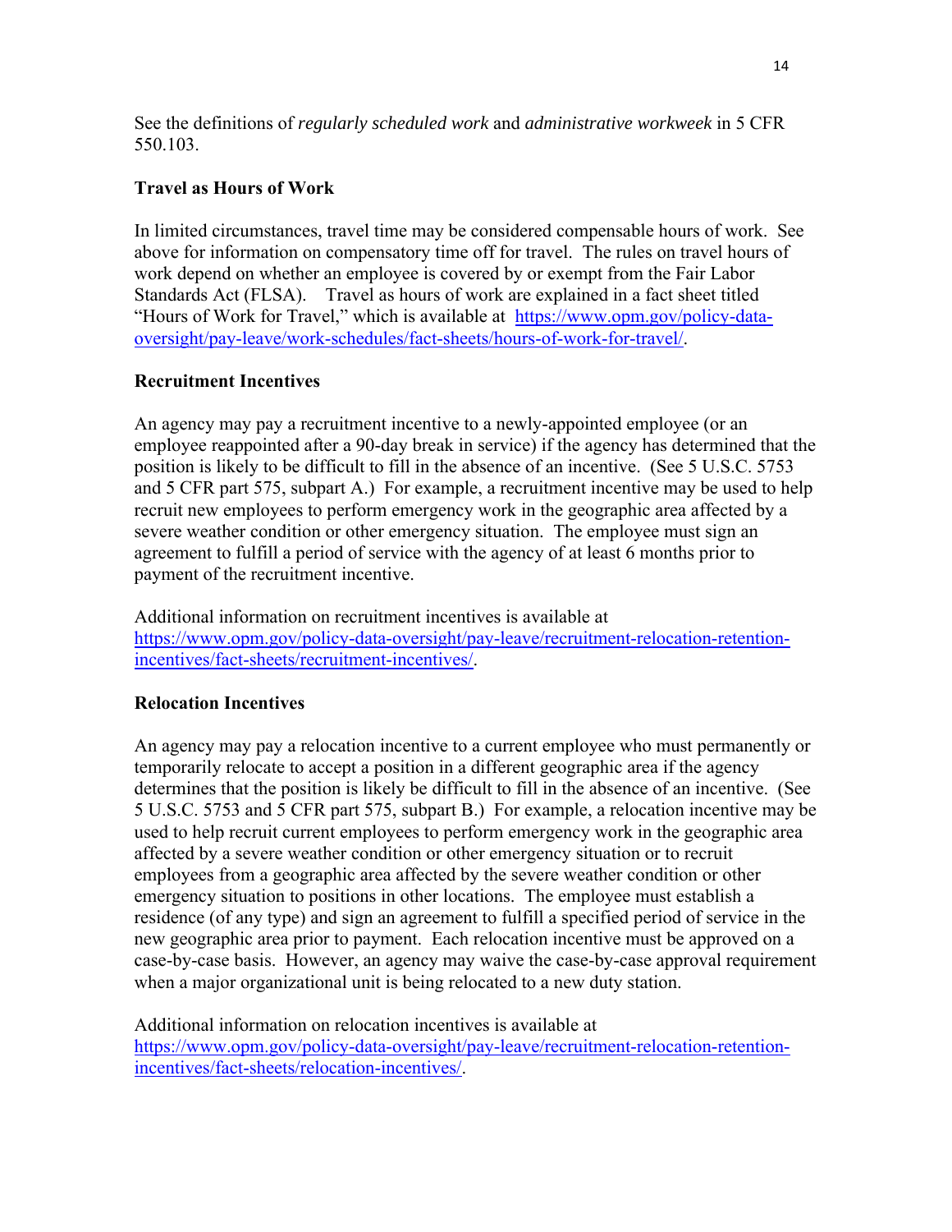See the definitions of *regularly scheduled work* and *administrative workweek* in 5 CFR 550.103.

**Travel as Hours of Work**

In limited circumstances, travel time may be considered compensable hours of work. See above for information on compensatory time off for travel. The rules on travel hours of work depend on whether an employee is covered by or exempt from the Fair Labor Standards Act (FLSA). Travel as hours of work are explained in a fact sheet titled "Hours of Work for Travel," which is available at [https://www.opm.gov/policy-data-oversight/pay-leave/work-schedules/fact-sheets/hours-of-work-for-travel/](https://www.opm.gov/policy-data-oversight/pay-leave/work-schedules/fact-sheets/hours-of-work-for-travel/).

**Recruitment Incentives**

An agency may pay a recruitment incentive to a newly-appointed employee (or an employee reappointed after a 90-day break in service) if the agency has determined that the position is likely to be difficult to fill in the absence of an incentive. (See 5 U.S.C. 5753 and 5 CFR part 575, subpart A.) For example, a recruitment incentive may be used to help recruit new employees to perform emergency work in the geographic area affected by a severe weather condition or other emergency situation. The employee must sign an agreement to fulfill a period of service with the agency of at least 6 months prior to payment of the recruitment incentive.

Additional information on recruitment incentives is available at [https://www.opm.gov/policy-data-oversight/pay-leave/recruitment-relocation-retention-incentives/fact-sheets/recruitment-incentives/](https://www.opm.gov/policy-data-oversight/pay-leave/recruitment-relocation-retention-incentives/fact-sheets/recruitment-incentives/).

**Relocation Incentives**

An agency may pay a relocation incentive to a current employee who must permanently or temporarily relocate to accept a position in a different geographic area if the agency determines that the position is likely be difficult to fill in the absence of an incentive. (See 5 U.S.C. 5753 and 5 CFR part 575, subpart B.) For example, a relocation incentive may be used to help recruit current employees to perform emergency work in the geographic area affected by a severe weather condition or other emergency situation or to recruit employees from a geographic area affected by the severe weather condition or other emergency situation to positions in other locations. The employee must establish a residence (of any type) and sign an agreement to fulfill a specified period of service in the new geographic area prior to payment. Each relocation incentive must be approved on a case-by-case basis. However, an agency may waive the case-by-case approval requirement when a major organizational unit is being relocated to a new duty station.

Additional information on relocation incentives is available at [https://www.opm.gov/policy-data-oversight/pay-leave/recruitment-relocation-retention-incentives/fact-sheets/relocation-incentives/](https://www.opm.gov/policy-data-oversight/pay-leave/recruitment-relocation-retention-incentives/fact-sheets/relocation-incentives/).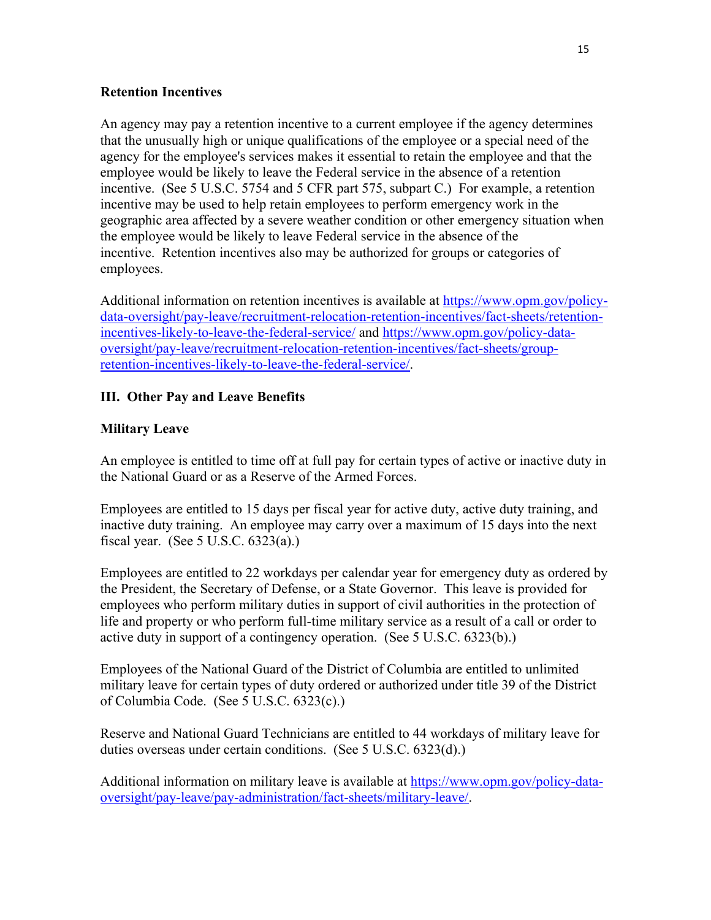**Retention Incentives**

An agency may pay a retention incentive to a current employee if the agency determines that the unusually high or unique qualifications of the employee or a special need of the agency for the employee's services makes it essential to retain the employee and that the employee would be likely to leave the Federal service in the absence of a retention incentive. (See 5 U.S.C. 5754 and 5 CFR part 575, subpart C.) For example, a retention incentive may be used to help retain employees to perform emergency work in the geographic area affected by a severe weather condition or other emergency situation when the employee would be likely to leave Federal service in the absence of the incentive. Retention incentives also may be authorized for groups or categories of employees.

Additional information on retention incentives is available at [https://www.opm.gov/policy-data-oversight/pay-leave/recruitment-relocation-retention-incentives/fact-sheets/retention-incentives-likely-to-leave-the-federal-service/](https://www.opm.gov/policy-data-oversight/pay-leave/recruitment-relocation-retention-incentives/fact-sheets/retention-incentives-likely-to-leave-the-federal-service/) and [https://www.opm.gov/policy-data-oversight/pay-leave/recruitment-relocation-retention-incentives/fact-sheets/group-retention-incentives-likely-to-leave-the-federal-service/](https://www.opm.gov/policy-data-oversight/pay-leave/recruitment-relocation-retention-incentives/fact-sheets/group-retention-incentives-likely-to-leave-the-federal-service/).

## III. Other Pay and Leave Benefits

**Military Leave**

An employee is entitled to time off at full pay for certain types of active or inactive duty in the National Guard or as a Reserve of the Armed Forces.

Employees are entitled to 15 days per fiscal year for active duty, active duty training, and inactive duty training. An employee may carry over a maximum of 15 days into the next fiscal year. (See 5 U.S.C. 6323(a).)

Employees are entitled to 22 workdays per calendar year for emergency duty as ordered by the President, the Secretary of Defense, or a State Governor. This leave is provided for employees who perform military duties in support of civil authorities in the protection of life and property or who perform full-time military service as a result of a call or order to active duty in support of a contingency operation. (See 5 U.S.C. 6323(b).)

Employees of the National Guard of the District of Columbia are entitled to unlimited military leave for certain types of duty ordered or authorized under title 39 of the District of Columbia Code. (See 5 U.S.C. 6323(c).)

Reserve and National Guard Technicians are entitled to 44 workdays of military leave for duties overseas under certain conditions. (See 5 U.S.C. 6323(d).)

Additional information on military leave is available at [https://www.opm.gov/policy-data-oversight/pay-leave/pay-administration/fact-sheets/military-leave/](https://www.opm.gov/policy-data-oversight/pay-leave/pay-administration/fact-sheets/military-leave/).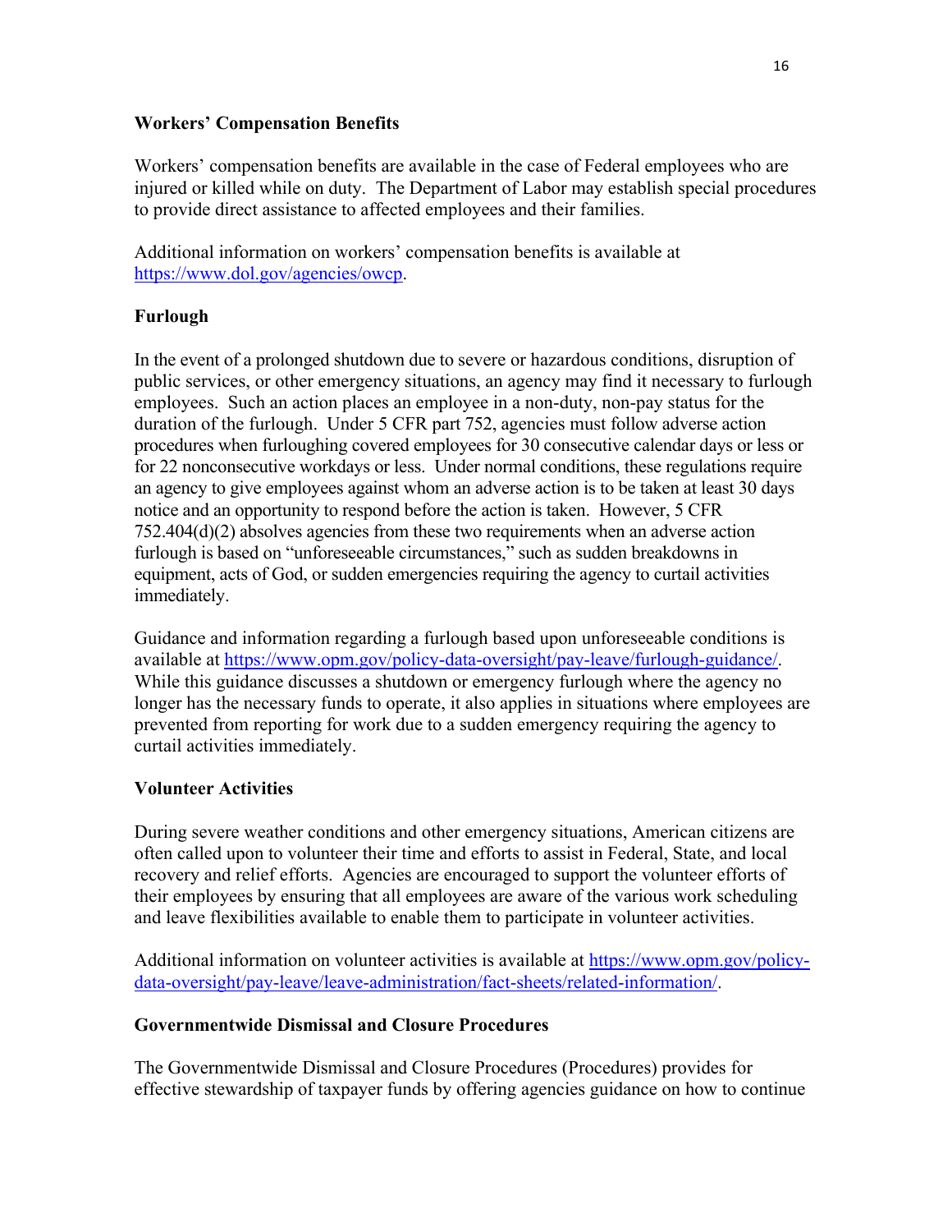**Workers' Compensation Benefits**

Workers' compensation benefits are available in the case of Federal employees who are injured or killed while on duty. The Department of Labor may establish special procedures to provide direct assistance to affected employees and their families.

Additional information on workers' compensation benefits is available at https://www.dol.gov/agencies/owcp.

**Furlough**

In the event of a prolonged shutdown due to severe or hazardous conditions, disruption of public services, or other emergency situations, an agency may find it necessary to furlough employees. Such an action places an employee in a non-duty, non-pay status for the duration of the furlough. Under 5 CFR part 752, agencies must follow adverse action procedures when furloughing covered employees for 30 consecutive calendar days or less or for 22 nonconsecutive workdays or less. Under normal conditions, these regulations require an agency to give employees against whom an adverse action is to be taken at least 30 days notice and an opportunity to respond before the action is taken. However, 5 CFR 752.404(d)(2) absolves agencies from these two requirements when an adverse action furlough is based on "unforeseeable circumstances," such as sudden breakdowns in equipment, acts of God, or sudden emergencies requiring the agency to curtail activities immediately.

Guidance and information regarding a furlough based upon unforeseeable conditions is available at https://www.opm.gov/policy-data-oversight/pay-leave/furlough-guidance/. While this guidance discusses a shutdown or emergency furlough where the agency no longer has the necessary funds to operate, it also applies in situations where employees are prevented from reporting for work due to a sudden emergency requiring the agency to curtail activities immediately.

**Volunteer Activities**

During severe weather conditions and other emergency situations, American citizens are often called upon to volunteer their time and efforts to assist in Federal, State, and local recovery and relief efforts. Agencies are encouraged to support the volunteer efforts of their employees by ensuring that all employees are aware of the various work scheduling and leave flexibilities available to enable them to participate in volunteer activities.

Additional information on volunteer activities is available at https://www.opm.gov/policy-data-oversight/pay-leave/leave-administration/fact-sheets/related-information/.

**Governmentwide Dismissal and Closure Procedures**

The Governmentwide Dismissal and Closure Procedures (Procedures) provides for effective stewardship of taxpayer funds by offering agencies guidance on how to continue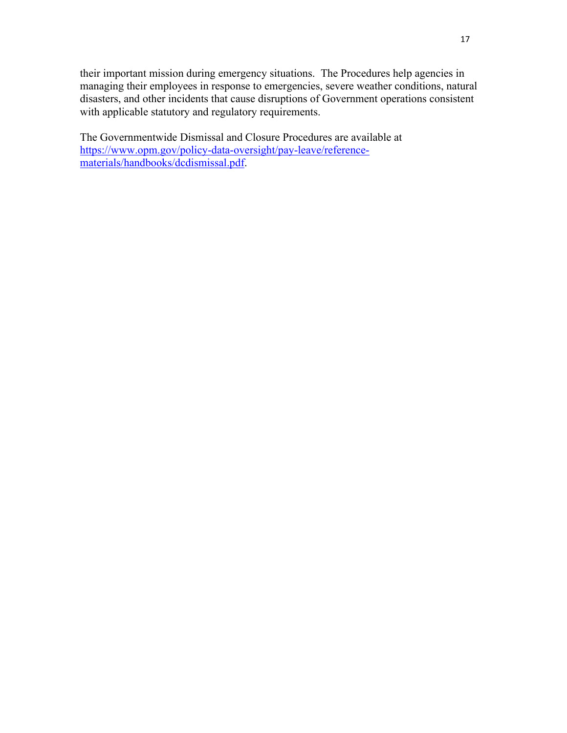their important mission during emergency situations. The Procedures help agencies in managing their employees in response to emergencies, severe weather conditions, natural disasters, and other incidents that cause disruptions of Government operations consistent with applicable statutory and regulatory requirements.

The Governmentwide Dismissal and Closure Procedures are available at [https://www.opm.gov/policy-data-oversight/pay-leave/reference-materials/handbooks/dcdismissal.pdf](https://www.opm.gov/policy-data-oversight/pay-leave/reference-materials/handbooks/dcdismissal.pdf).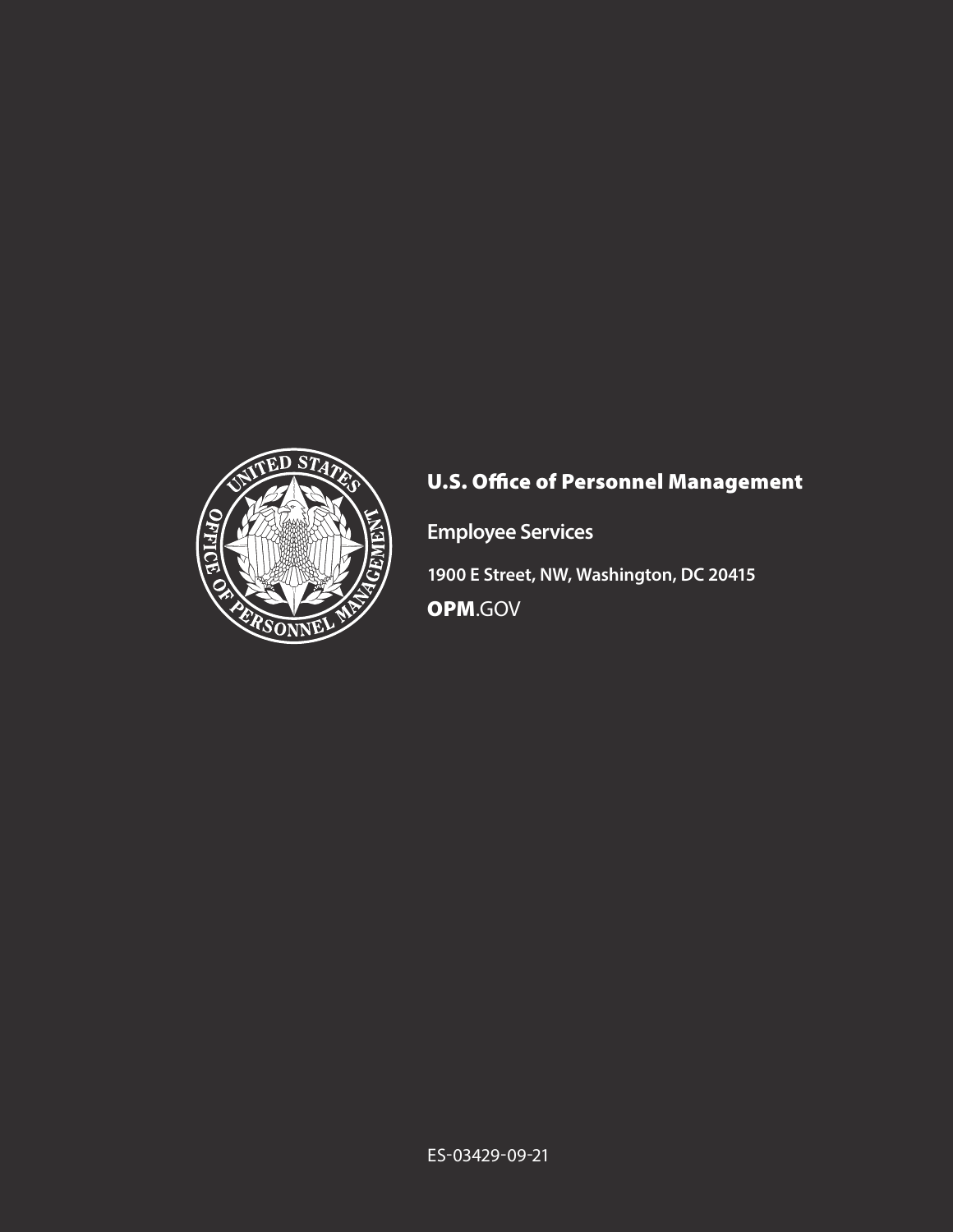**U.S. Office of Personnel Management**

**Employee Services**

**1900 E Street, NW, Washington, DC 20415**

**OPM**.GOV

ES-03429-09-21